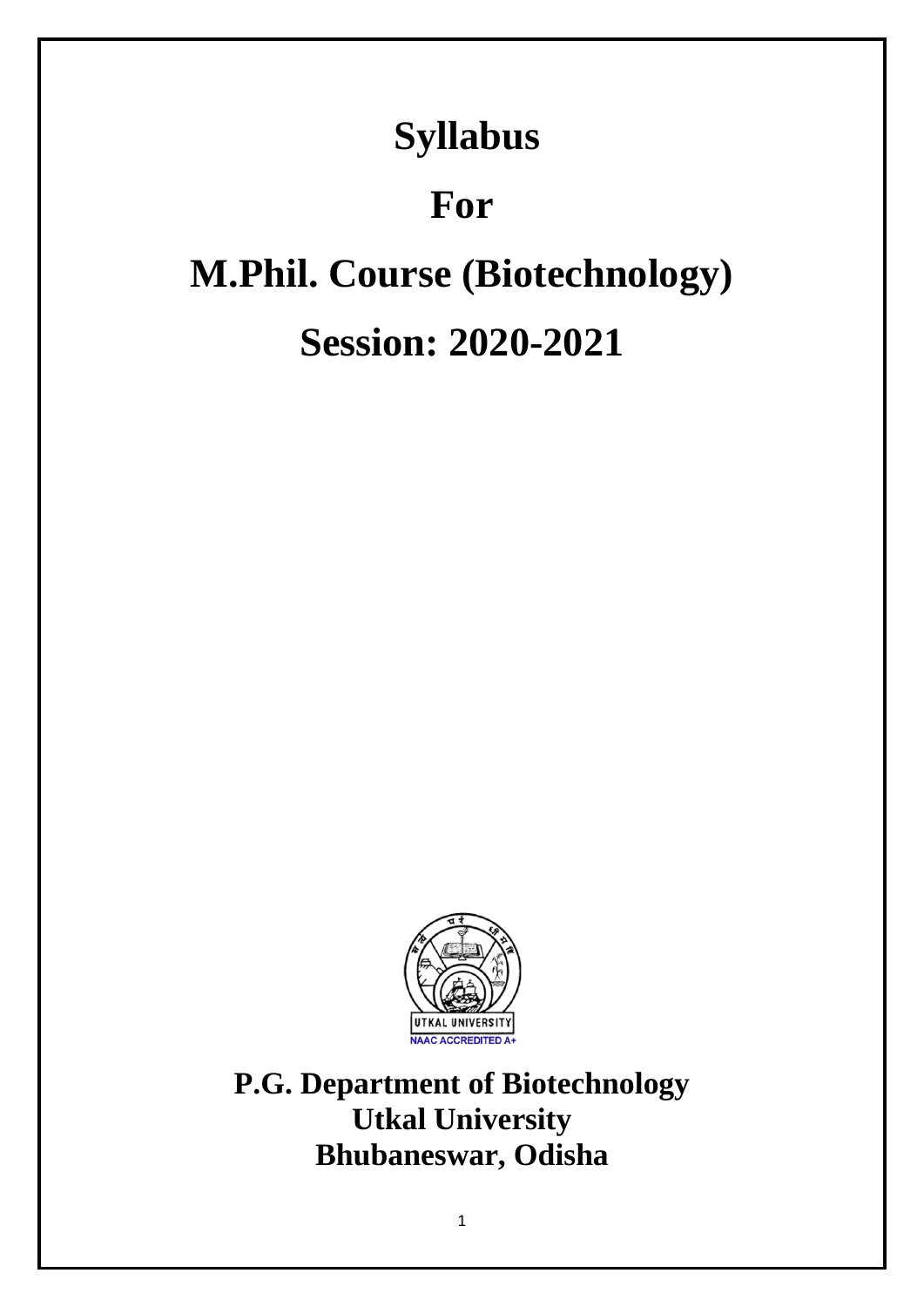# Syllabus

# For

# M.Phil. Course (Biotechnology)

# Session: 2020-2021

UTKAL UNIVERSITY

NAAC ACCREDITED A+

**P.G. Department of Biotechnology**
**Utkal University**
**Bhubaneswar, Odisha**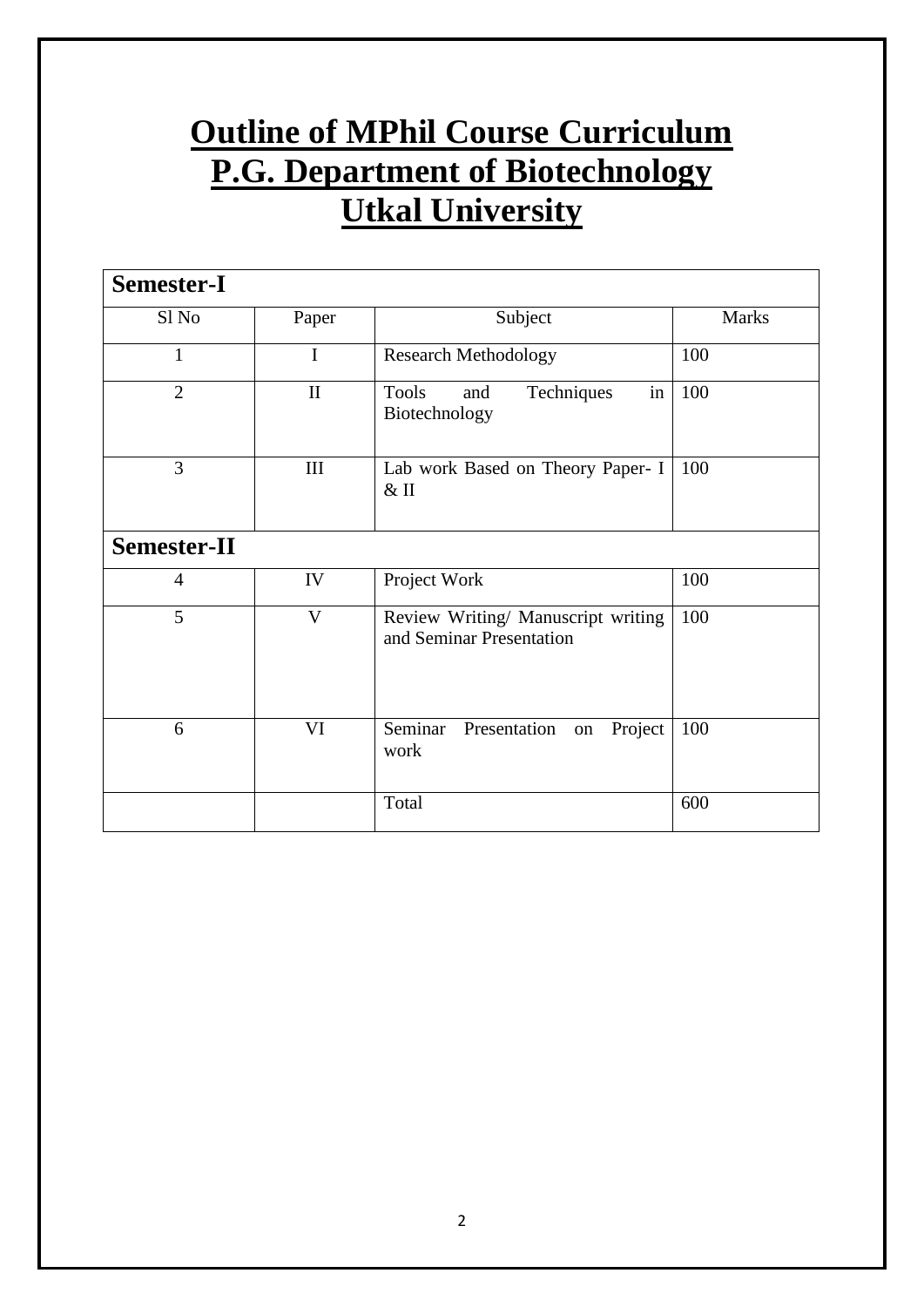# Outline of MPhil Course Curriculum
# P.G. Department of Biotechnology
# Utkal University

| **Semester-I** | | | |
|---|---|---|---|
| Sl No | Paper | Subject | Marks |
| 1 | I | Research Methodology | 100 |
| 2 | II | Tools and Techniques in Biotechnology | 100 |
| 3 | III | Lab work Based on Theory Paper- I & II | 100 |
| **Semester-II** | | | |
| 4 | IV | Project Work | 100 |
| 5 | V | Review Writing/ Manuscript writing and Seminar Presentation | 100 |
| 6 | VI | Seminar Presentation on Project work | 100 |
| | | Total | 600 |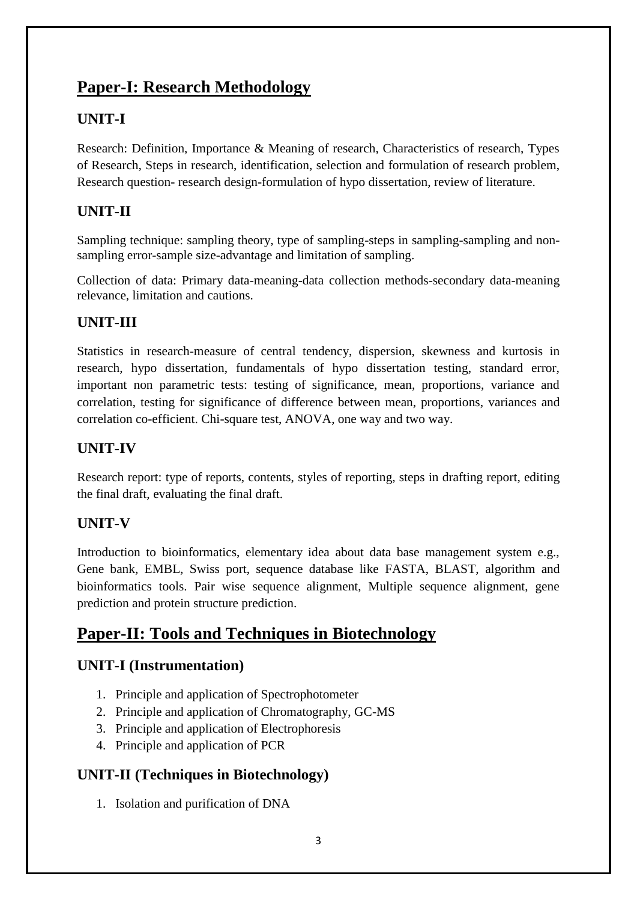# Paper-I: Research Methodology

## UNIT-I

Research: Definition, Importance & Meaning of research, Characteristics of research, Types of Research, Steps in research, identification, selection and formulation of research problem, Research question- research design-formulation of hypo dissertation, review of literature.

## UNIT-II

Sampling technique: sampling theory, type of sampling-steps in sampling-sampling and non-sampling error-sample size-advantage and limitation of sampling.

Collection of data: Primary data-meaning-data collection methods-secondary data-meaning relevance, limitation and cautions.

## UNIT-III

Statistics in research-measure of central tendency, dispersion, skewness and kurtosis in research, hypo dissertation, fundamentals of hypo dissertation testing, standard error, important non parametric tests: testing of significance, mean, proportions, variance and correlation, testing for significance of difference between mean, proportions, variances and correlation co-efficient. Chi-square test, ANOVA, one way and two way.

## UNIT-IV

Research report: type of reports, contents, styles of reporting, steps in drafting report, editing the final draft, evaluating the final draft.

## UNIT-V

Introduction to bioinformatics, elementary idea about data base management system e.g., Gene bank, EMBL, Swiss port, sequence database like FASTA, BLAST, algorithm and bioinformatics tools. Pair wise sequence alignment, Multiple sequence alignment, gene prediction and protein structure prediction.

# Paper-II: Tools and Techniques in Biotechnology

## UNIT-I (Instrumentation)

1. Principle and application of Spectrophotometer
2. Principle and application of Chromatography, GC-MS
3. Principle and application of Electrophoresis
4. Principle and application of PCR

## UNIT-II (Techniques in Biotechnology)

1. Isolation and purification of DNA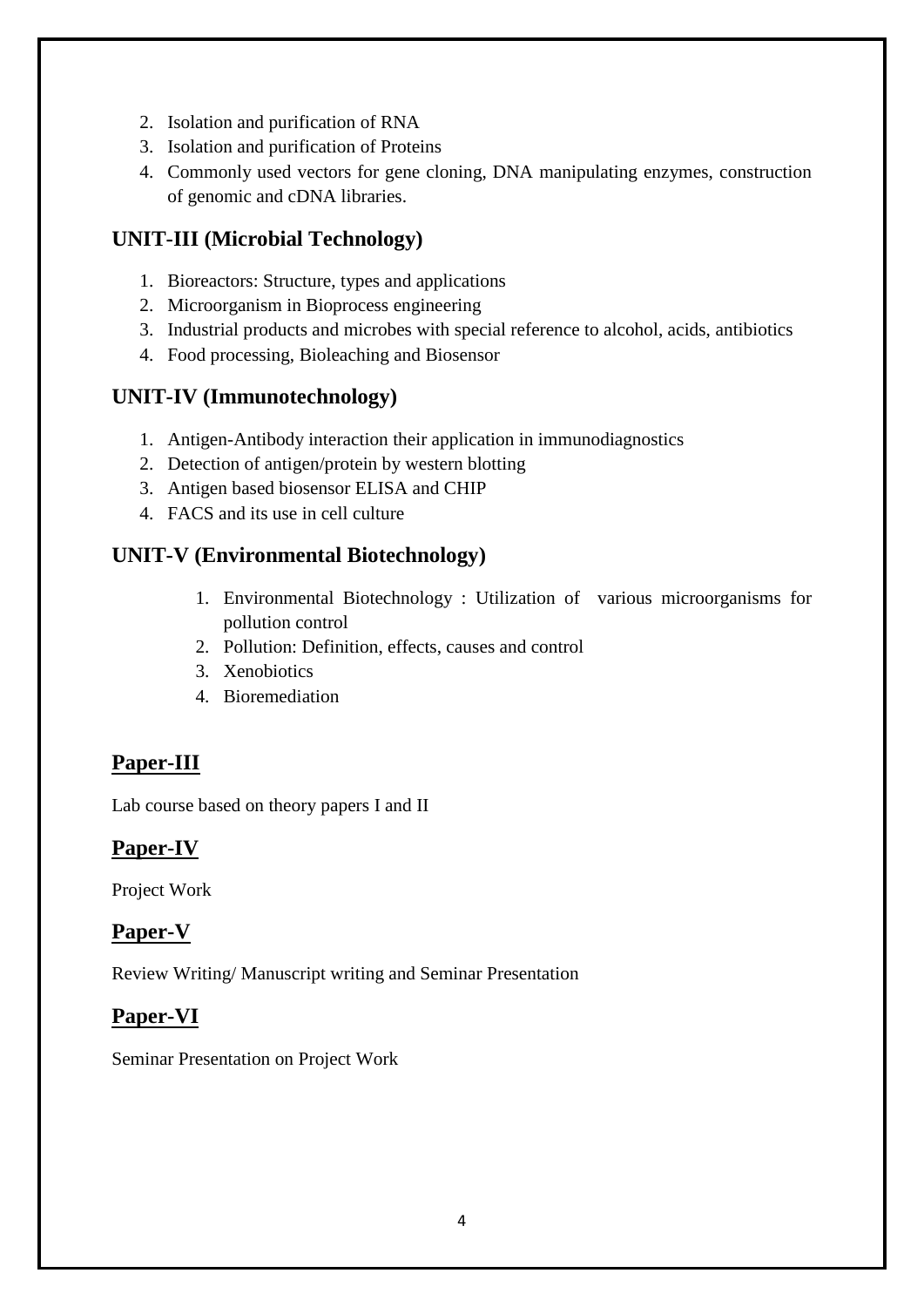2. Isolation and purification of RNA
3. Isolation and purification of Proteins
4. Commonly used vectors for gene cloning, DNA manipulating enzymes, construction of genomic and cDNA libraries.

## UNIT-III (Microbial Technology)

1. Bioreactors: Structure, types and applications
2. Microorganism in Bioprocess engineering
3. Industrial products and microbes with special reference to alcohol, acids, antibiotics
4. Food processing, Bioleaching and Biosensor

## UNIT-IV (Immunotechnology)

1. Antigen-Antibody interaction their application in immunodiagnostics
2. Detection of antigen/protein by western blotting
3. Antigen based biosensor ELISA and CHIP
4. FACS and its use in cell culture

## UNIT-V (Environmental Biotechnology)

1. Environmental Biotechnology : Utilization of various microorganisms for pollution control
2. Pollution: Definition, effects, causes and control
3. Xenobiotics
4. Bioremediation

## Paper-III

Lab course based on theory papers I and II

## Paper-IV

Project Work

## Paper-V

Review Writing/ Manuscript writing and Seminar Presentation

## Paper-VI

Seminar Presentation on Project Work